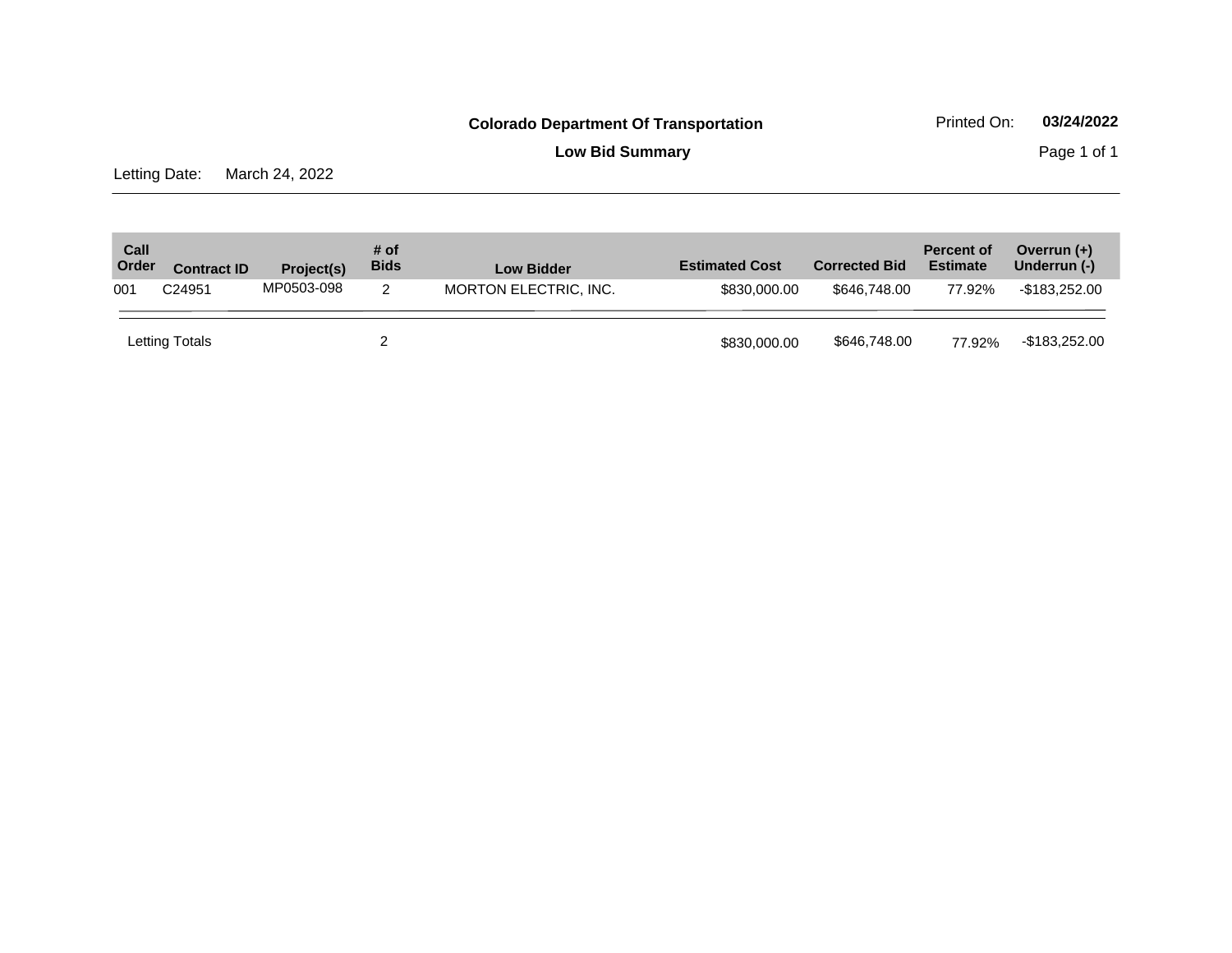**Colorado Department Of Transportation**

Printed On: **03/24/2022**

**Low Bid Summary**

Letting Date: March 24, 2022

| Call Order | Contract ID | Project(s) | # of Bids | Low Bidder | Estimated Cost | Corrected Bid | Percent of Estimate | Overrun (+) Underrun (-) |
|---|---|---|---|---|---|---|---|---|
| 001 | C24951 | MP0503-098 | 2 | MORTON ELECTRIC, INC. | $830,000.00 | $646,748.00 | 77.92% | -$183,252.00 |
| Letting Totals | | | 2 | | $830,000.00 | $646,748.00 | 77.92% | -$183,252.00 |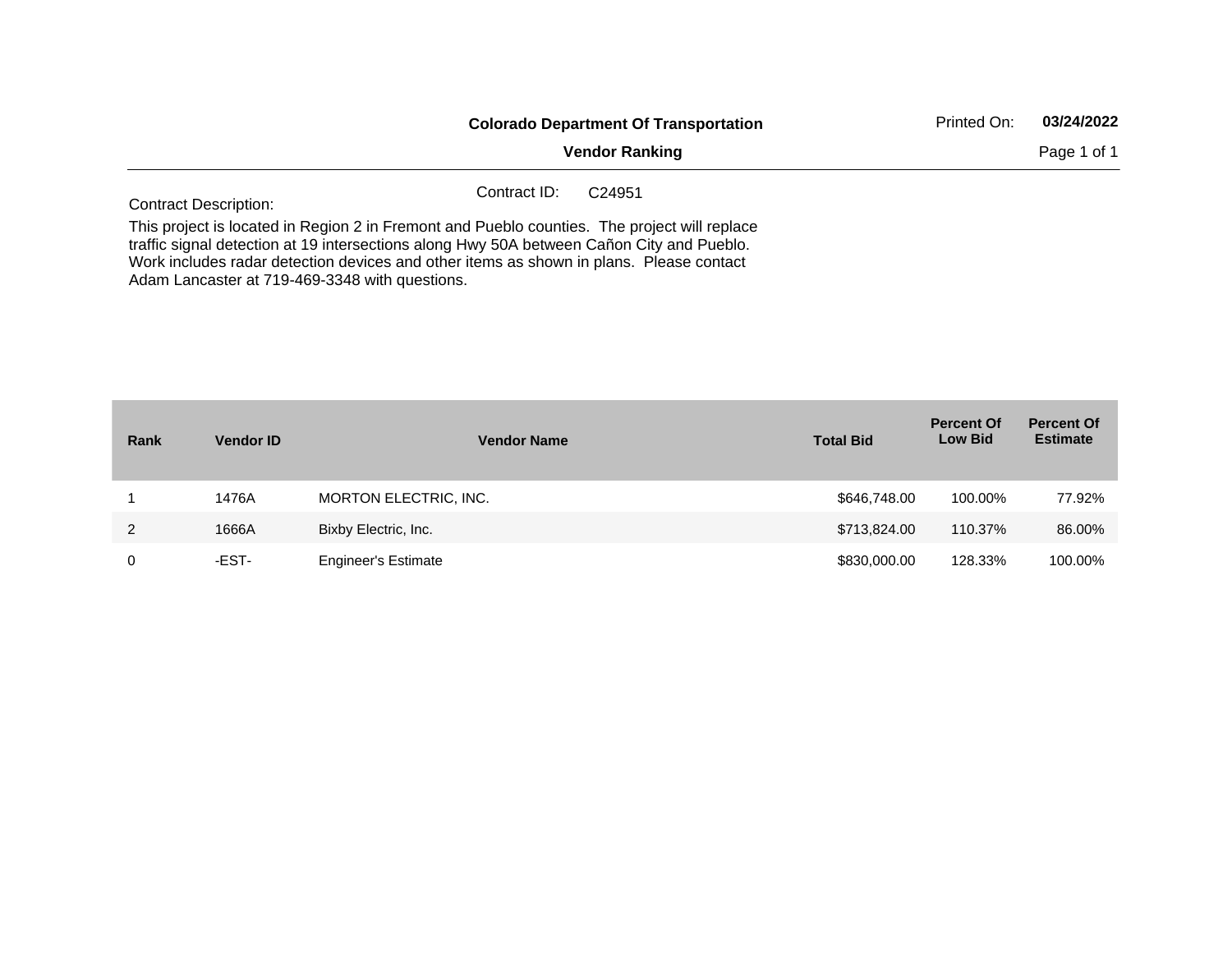**Colorado Department Of Transportation**

**Vendor Ranking**

Printed On: **03/24/2022**

Contract ID: C24951

Contract Description:

This project is located in Region 2 in Fremont and Pueblo counties. The project will replace traffic signal detection at 19 intersections along Hwy 50A between Cañon City and Pueblo. Work includes radar detection devices and other items as shown in plans. Please contact Adam Lancaster at 719-469-3348 with questions.

| Rank | Vendor ID | Vendor Name | Total Bid | Percent Of Low Bid | Percent Of Estimate |
|---|---|---|---|---|---|
| 1 | 1476A | MORTON ELECTRIC, INC. | $646,748.00 | 100.00% | 77.92% |
| 2 | 1666A | Bixby Electric, Inc. | $713,824.00 | 110.37% | 86.00% |
| 0 | -EST- | Engineer's Estimate | $830,000.00 | 128.33% | 100.00% |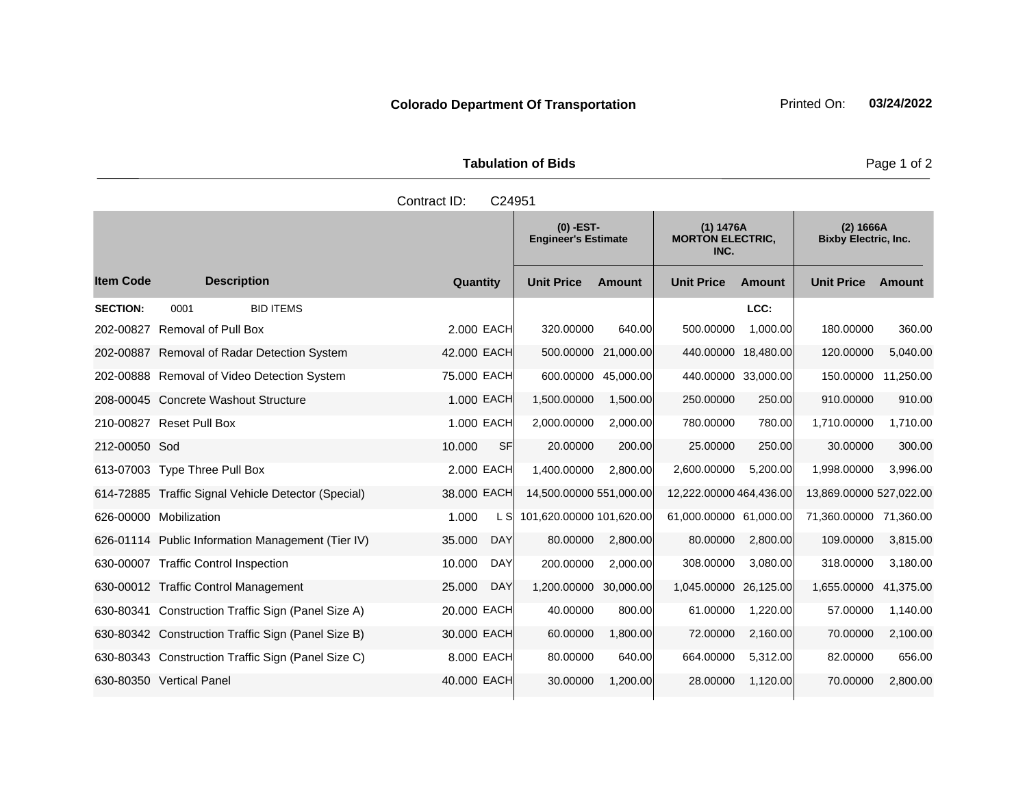**Colorado Department Of Transportation** Printed On: **03/24/2022**

**Tabulation of Bids**

Contract ID: C24951

| Item Code | Description | Quantity | | (0) -EST- Engineer's Estimate | | (1) 1476A MORTON ELECTRIC, INC. | | (2) 1666A Bixby Electric, Inc. | |
|---|---|---|---|---|---|---|---|---|---|
| | | | | Unit Price | Amount | Unit Price | Amount | Unit Price | Amount |
| **SECTION:** 0001 | BID ITEMS | | | | | | LCC: | | |
| 202-00827 | Removal of Pull Box | 2.000 | EACH | 320.00000 | 640.00 | 500.00000 | 1,000.00 | 180.00000 | 360.00 |
| 202-00887 | Removal of Radar Detection System | 42.000 | EACH | 500.00000 | 21,000.00 | 440.00000 | 18,480.00 | 120.00000 | 5,040.00 |
| 202-00888 | Removal of Video Detection System | 75.000 | EACH | 600.00000 | 45,000.00 | 440.00000 | 33,000.00 | 150.00000 | 11,250.00 |
| 208-00045 | Concrete Washout Structure | 1.000 | EACH | 1,500.00000 | 1,500.00 | 250.00000 | 250.00 | 910.00000 | 910.00 |
| 210-00827 | Reset Pull Box | 1.000 | EACH | 2,000.00000 | 2,000.00 | 780.00000 | 780.00 | 1,710.00000 | 1,710.00 |
| 212-00050 | Sod | 10.000 | SF | 20.00000 | 200.00 | 25.00000 | 250.00 | 30.00000 | 300.00 |
| 613-07003 | Type Three Pull Box | 2.000 | EACH | 1,400.00000 | 2,800.00 | 2,600.00000 | 5,200.00 | 1,998.00000 | 3,996.00 |
| 614-72885 | Traffic Signal Vehicle Detector (Special) | 38.000 | EACH | 14,500.00000 | 551,000.00 | 12,222.00000 | 464,436.00 | 13,869.00000 | 527,022.00 |
| 626-00000 | Mobilization | 1.000 | L S | 101,620.00000 | 101,620.00 | 61,000.00000 | 61,000.00 | 71,360.00000 | 71,360.00 |
| 626-01114 | Public Information Management (Tier IV) | 35.000 | DAY | 80.00000 | 2,800.00 | 80.00000 | 2,800.00 | 109.00000 | 3,815.00 |
| 630-00007 | Traffic Control Inspection | 10.000 | DAY | 200.00000 | 2,000.00 | 308.00000 | 3,080.00 | 318.00000 | 3,180.00 |
| 630-00012 | Traffic Control Management | 25.000 | DAY | 1,200.00000 | 30,000.00 | 1,045.00000 | 26,125.00 | 1,655.00000 | 41,375.00 |
| 630-80341 | Construction Traffic Sign (Panel Size A) | 20.000 | EACH | 40.00000 | 800.00 | 61.00000 | 1,220.00 | 57.00000 | 1,140.00 |
| 630-80342 | Construction Traffic Sign (Panel Size B) | 30.000 | EACH | 60.00000 | 1,800.00 | 72.00000 | 2,160.00 | 70.00000 | 2,100.00 |
| 630-80343 | Construction Traffic Sign (Panel Size C) | 8.000 | EACH | 80.00000 | 640.00 | 664.00000 | 5,312.00 | 82.00000 | 656.00 |
| 630-80350 | Vertical Panel | 40.000 | EACH | 30.00000 | 1,200.00 | 28.00000 | 1,120.00 | 70.00000 | 2,800.00 |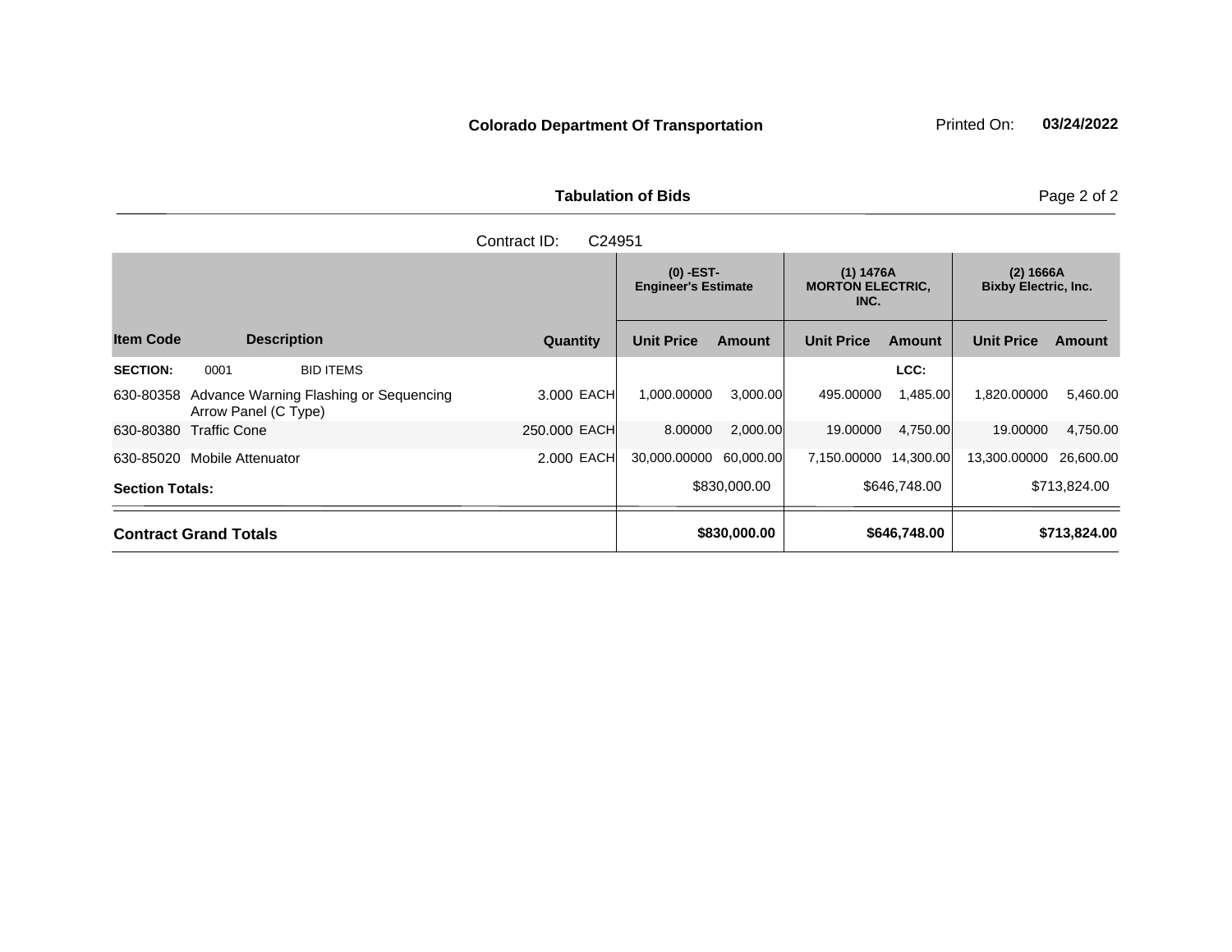**Colorado Department Of Transportation** Printed On: **03/24/2022**

## Tabulation of Bids

Contract ID: C24951

| Item Code | Description | Quantity | | (0) -EST- Engineer's Estimate | | (1) 1476A MORTON ELECTRIC, INC. | | (2) 1666A Bixby Electric, Inc. | |
|---|---|---|---|---|---|---|---|---|---|
| | | | | Unit Price | Amount | Unit Price | Amount | Unit Price | Amount |
| **SECTION:** | 0001 BID ITEMS | | | | | | LCC: | | |
| 630-80358 | Advance Warning Flashing or Sequencing Arrow Panel (C Type) | 3.000 | EACH | 1,000.00000 | 3,000.00 | 495.00000 | 1,485.00 | 1,820.00000 | 5,460.00 |
| 630-80380 | Traffic Cone | 250.000 | EACH | 8.00000 | 2,000.00 | 19.00000 | 4,750.00 | 19.00000 | 4,750.00 |
| 630-85020 | Mobile Attenuator | 2.000 | EACH | 30,000.00000 | 60,000.00 | 7,150.00000 | 14,300.00 | 13,300.00000 | 26,600.00 |
| **Section Totals:** | | | | | $830,000.00 | | $646,748.00 | | $713,824.00 |
| **Contract Grand Totals** | | | | | **$830,000.00** | | **$646,748.00** | | **$713,824.00** |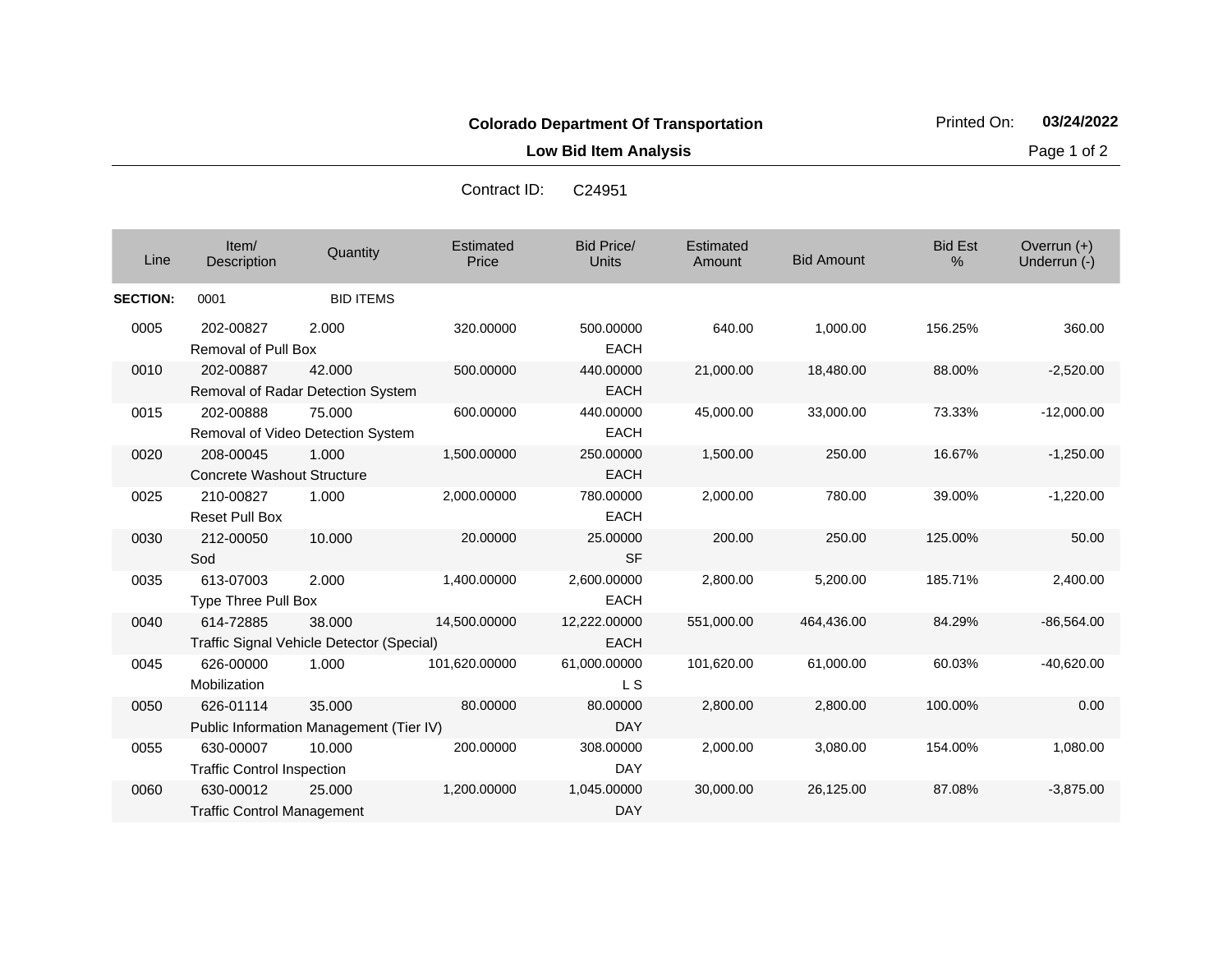**Colorado Department Of Transportation**

Printed On: **03/24/2022**

**Low Bid Item Analysis**

Contract ID: C24951

| Line | Item/ Description | Quantity | Estimated Price | Bid Price/ Units | Estimated Amount | Bid Amount | Bid Est % | Overrun (+) Underrun (-) |
|---|---|---|---|---|---|---|---|---|
| **SECTION:** | 0001 | BID ITEMS | | | | | | |
| 0005 | 202-00827 Removal of Pull Box | 2.000 | 320.00000 | 500.00000 EACH | 640.00 | 1,000.00 | 156.25% | 360.00 |
| 0010 | 202-00887 Removal of Radar Detection System | 42.000 | 500.00000 | 440.00000 EACH | 21,000.00 | 18,480.00 | 88.00% | -2,520.00 |
| 0015 | 202-00888 Removal of Video Detection System | 75.000 | 600.00000 | 440.00000 EACH | 45,000.00 | 33,000.00 | 73.33% | -12,000.00 |
| 0020 | 208-00045 Concrete Washout Structure | 1.000 | 1,500.00000 | 250.00000 EACH | 1,500.00 | 250.00 | 16.67% | -1,250.00 |
| 0025 | 210-00827 Reset Pull Box | 1.000 | 2,000.00000 | 780.00000 EACH | 2,000.00 | 780.00 | 39.00% | -1,220.00 |
| 0030 | 212-00050 Sod | 10.000 | 20.00000 | 25.00000 SF | 200.00 | 250.00 | 125.00% | 50.00 |
| 0035 | 613-07003 Type Three Pull Box | 2.000 | 1,400.00000 | 2,600.00000 EACH | 2,800.00 | 5,200.00 | 185.71% | 2,400.00 |
| 0040 | 614-72885 Traffic Signal Vehicle Detector (Special) | 38.000 | 14,500.00000 | 12,222.00000 EACH | 551,000.00 | 464,436.00 | 84.29% | -86,564.00 |
| 0045 | 626-00000 Mobilization | 1.000 | 101,620.00000 | 61,000.00000 L S | 101,620.00 | 61,000.00 | 60.03% | -40,620.00 |
| 0050 | 626-01114 Public Information Management (Tier IV) | 35.000 | 80.00000 | 80.00000 DAY | 2,800.00 | 2,800.00 | 100.00% | 0.00 |
| 0055 | 630-00007 Traffic Control Inspection | 10.000 | 200.00000 | 308.00000 DAY | 2,000.00 | 3,080.00 | 154.00% | 1,080.00 |
| 0060 | 630-00012 Traffic Control Management | 25.000 | 1,200.00000 | 1,045.00000 DAY | 30,000.00 | 26,125.00 | 87.08% | -3,875.00 |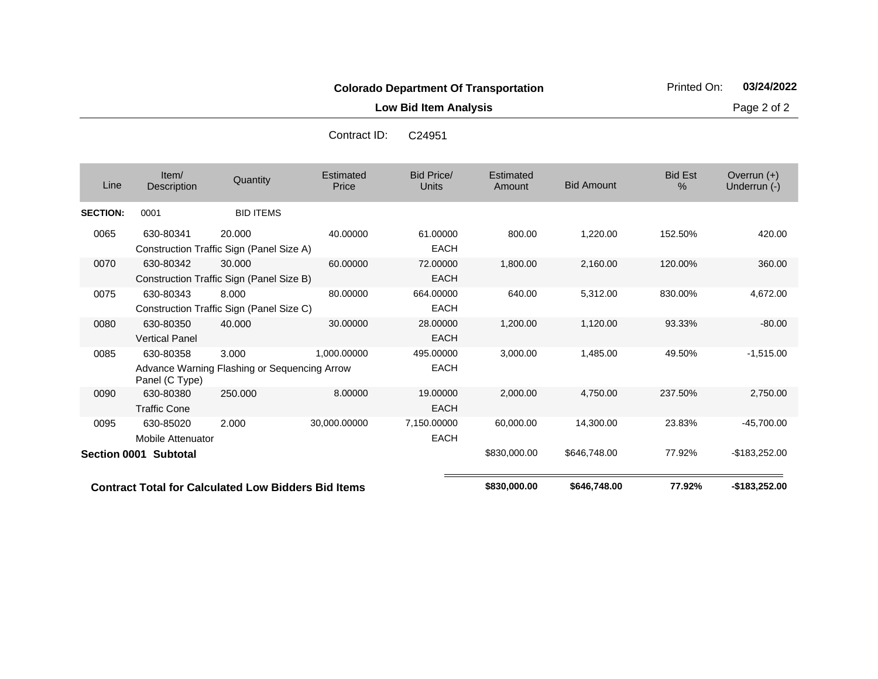**Colorado Department Of Transportation**

**Low Bid Item Analysis**

Printed On: **03/24/2022**

Contract ID: C24951

| Line | Item/ Description | Quantity | Estimated Price | Bid Price/ Units | Estimated Amount | Bid Amount | Bid Est % | Overrun (+) Underrun (-) |
|---|---|---|---|---|---|---|---|---|
| **SECTION:** | 0001 | BID ITEMS | | | | | | |
| 0065 | 630-80341 Construction Traffic Sign (Panel Size A) | 20.000 | 40.00000 | 61.00000 EACH | 800.00 | 1,220.00 | 152.50% | 420.00 |
| 0070 | 630-80342 Construction Traffic Sign (Panel Size B) | 30.000 | 60.00000 | 72.00000 EACH | 1,800.00 | 2,160.00 | 120.00% | 360.00 |
| 0075 | 630-80343 Construction Traffic Sign (Panel Size C) | 8.000 | 80.00000 | 664.00000 EACH | 640.00 | 5,312.00 | 830.00% | 4,672.00 |
| 0080 | 630-80350 Vertical Panel | 40.000 | 30.00000 | 28.00000 EACH | 1,200.00 | 1,120.00 | 93.33% | -80.00 |
| 0085 | 630-80358 Advance Warning Flashing or Sequencing Arrow Panel (C Type) | 3.000 | 1,000.00000 | 495.00000 EACH | 3,000.00 | 1,485.00 | 49.50% | -1,515.00 |
| 0090 | 630-80380 Traffic Cone | 250.000 | 8.00000 | 19.00000 EACH | 2,000.00 | 4,750.00 | 237.50% | 2,750.00 |
| 0095 | 630-85020 Mobile Attenuator | 2.000 | 30,000.00000 | 7,150.00000 EACH | 60,000.00 | 14,300.00 | 23.83% | -45,700.00 |
| **Section 0001 Subtotal** | | | | | $830,000.00 | $646,748.00 | 77.92% | -$183,252.00 |
| **Contract Total for Calculated Low Bidders Bid Items** | | | | | **$830,000.00** | **$646,748.00** | **77.92%** | **-$183,252.00** |